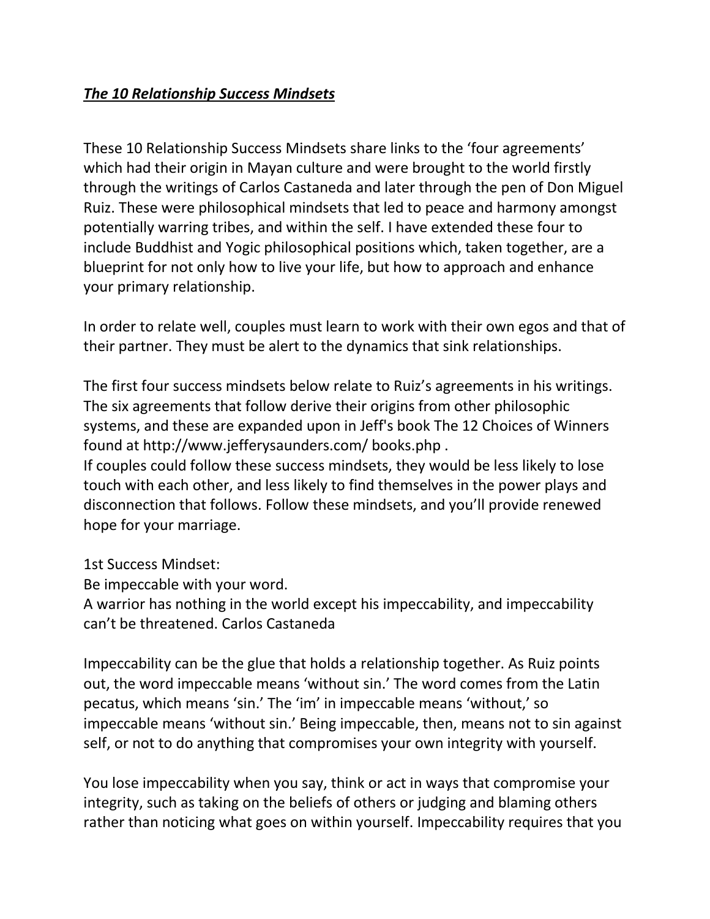***The 10 Relationship Success Mindsets***

These 10 Relationship Success Mindsets share links to the 'four agreements' which had their origin in Mayan culture and were brought to the world firstly through the writings of Carlos Castaneda and later through the pen of Don Miguel Ruiz. These were philosophical mindsets that led to peace and harmony amongst potentially warring tribes, and within the self. I have extended these four to include Buddhist and Yogic philosophical positions which, taken together, are a blueprint for not only how to live your life, but how to approach and enhance your primary relationship.

In order to relate well, couples must learn to work with their own egos and that of their partner. They must be alert to the dynamics that sink relationships.

The first four success mindsets below relate to Ruiz's agreements in his writings. The six agreements that follow derive their origins from other philosophic systems, and these are expanded upon in Jeff's book The 12 Choices of Winners found at http://www.jefferysaunders.com/ books.php .
If couples could follow these success mindsets, they would be less likely to lose touch with each other, and less likely to find themselves in the power plays and disconnection that follows. Follow these mindsets, and you'll provide renewed hope for your marriage.

1st Success Mindset:
Be impeccable with your word.
A warrior has nothing in the world except his impeccability, and impeccability can't be threatened. Carlos Castaneda

Impeccability can be the glue that holds a relationship together. As Ruiz points out, the word impeccable means 'without sin.' The word comes from the Latin pecatus, which means 'sin.' The 'im' in impeccable means 'without,' so impeccable means 'without sin.' Being impeccable, then, means not to sin against self, or not to do anything that compromises your own integrity with yourself.

You lose impeccability when you say, think or act in ways that compromise your integrity, such as taking on the beliefs of others or judging and blaming others rather than noticing what goes on within yourself. Impeccability requires that you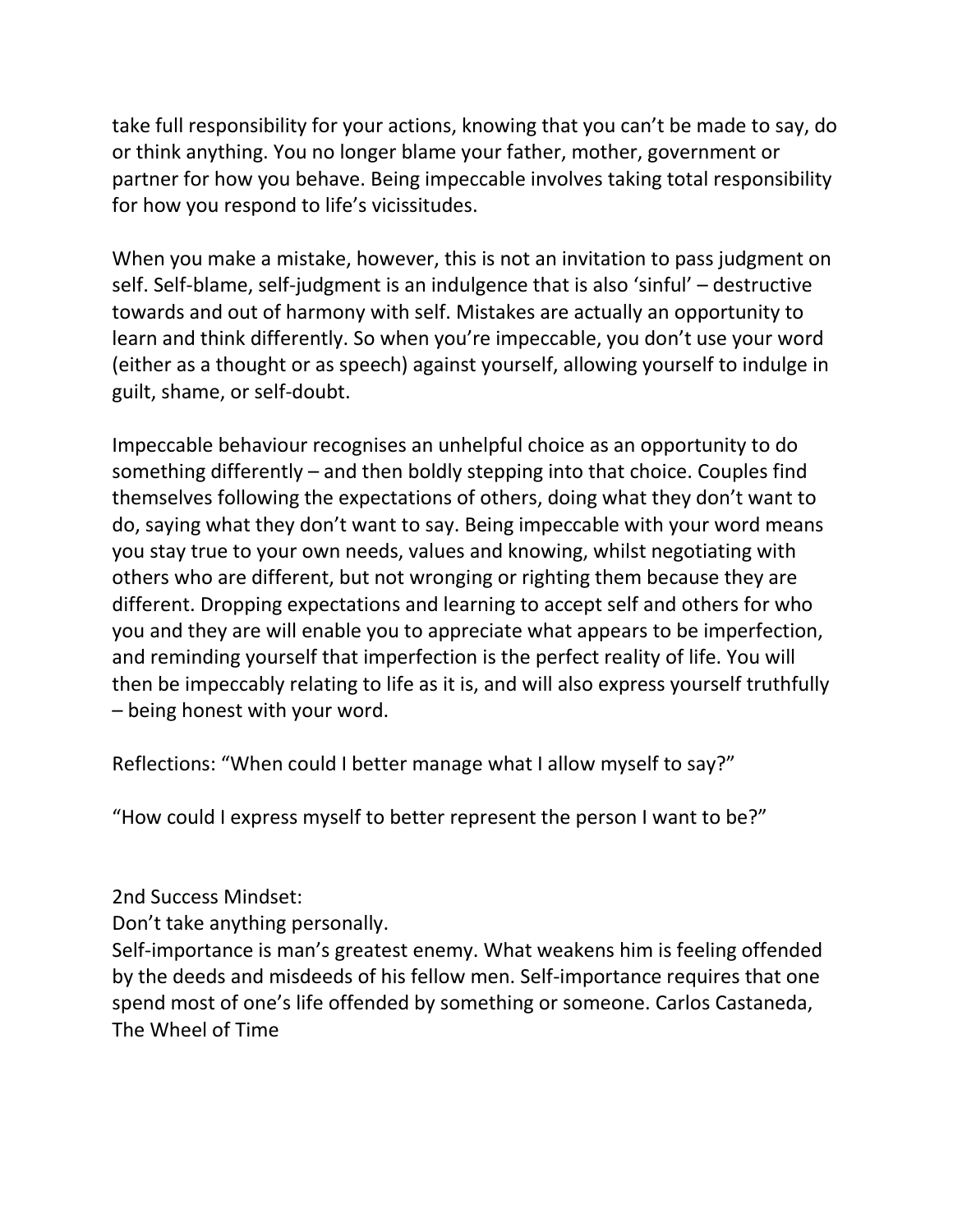take full responsibility for your actions, knowing that you can't be made to say, do or think anything. You no longer blame your father, mother, government or partner for how you behave. Being impeccable involves taking total responsibility for how you respond to life's vicissitudes.

When you make a mistake, however, this is not an invitation to pass judgment on self. Self-blame, self-judgment is an indulgence that is also 'sinful' – destructive towards and out of harmony with self. Mistakes are actually an opportunity to learn and think differently. So when you're impeccable, you don't use your word (either as a thought or as speech) against yourself, allowing yourself to indulge in guilt, shame, or self-doubt.

Impeccable behaviour recognises an unhelpful choice as an opportunity to do something differently – and then boldly stepping into that choice. Couples find themselves following the expectations of others, doing what they don't want to do, saying what they don't want to say. Being impeccable with your word means you stay true to your own needs, values and knowing, whilst negotiating with others who are different, but not wronging or righting them because they are different. Dropping expectations and learning to accept self and others for who you and they are will enable you to appreciate what appears to be imperfection, and reminding yourself that imperfection is the perfect reality of life. You will then be impeccably relating to life as it is, and will also express yourself truthfully – being honest with your word.

Reflections: "When could I better manage what I allow myself to say?"

"How could I express myself to better represent the person I want to be?"

2nd Success Mindset:

Don't take anything personally.

Self-importance is man's greatest enemy. What weakens him is feeling offended by the deeds and misdeeds of his fellow men. Self-importance requires that one spend most of one's life offended by something or someone. Carlos Castaneda, The Wheel of Time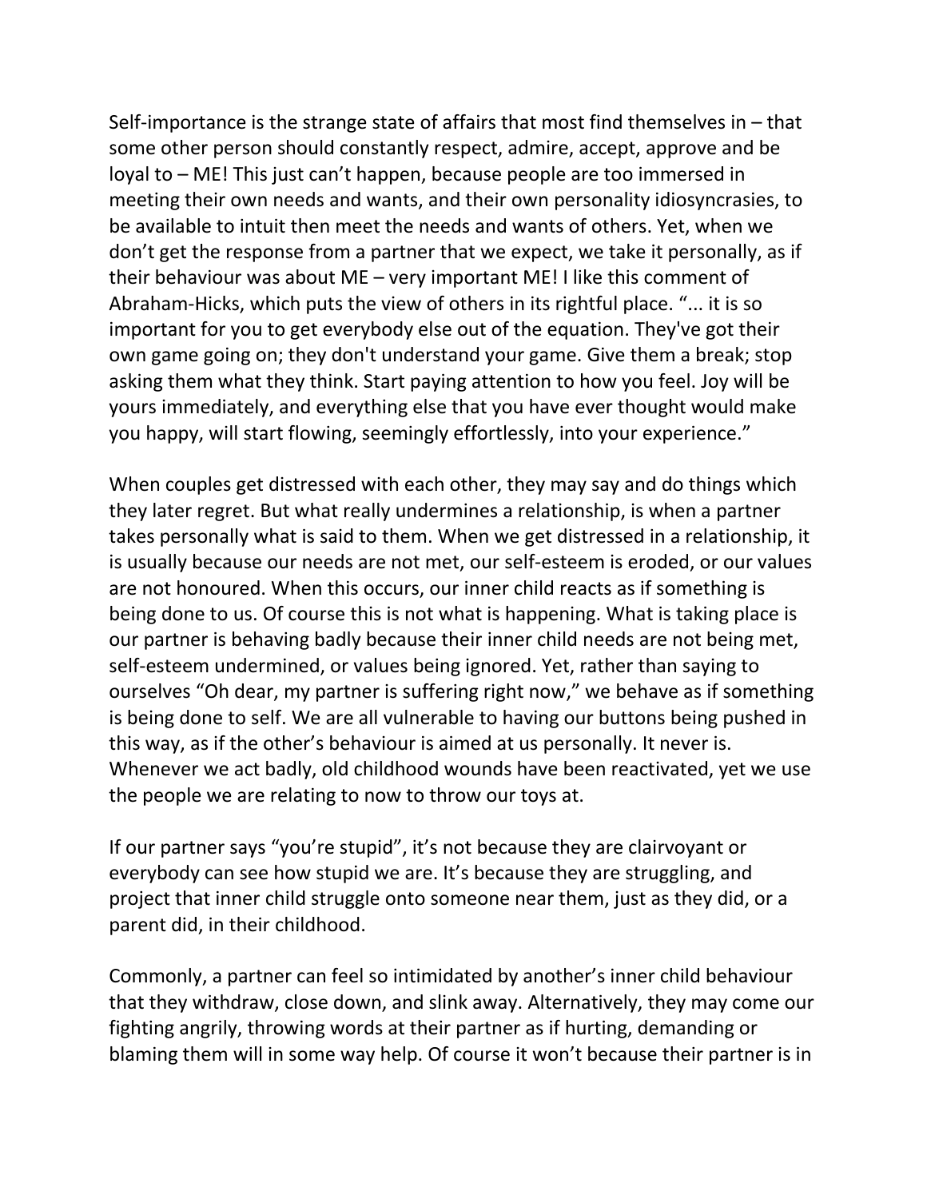Self-importance is the strange state of affairs that most find themselves in – that some other person should constantly respect, admire, accept, approve and be loyal to – ME! This just can't happen, because people are too immersed in meeting their own needs and wants, and their own personality idiosyncrasies, to be available to intuit then meet the needs and wants of others. Yet, when we don't get the response from a partner that we expect, we take it personally, as if their behaviour was about ME – very important ME! I like this comment of Abraham-Hicks, which puts the view of others in its rightful place. "... it is so important for you to get everybody else out of the equation. They've got their own game going on; they don't understand your game. Give them a break; stop asking them what they think. Start paying attention to how you feel. Joy will be yours immediately, and everything else that you have ever thought would make you happy, will start flowing, seemingly effortlessly, into your experience."

When couples get distressed with each other, they may say and do things which they later regret. But what really undermines a relationship, is when a partner takes personally what is said to them. When we get distressed in a relationship, it is usually because our needs are not met, our self-esteem is eroded, or our values are not honoured. When this occurs, our inner child reacts as if something is being done to us. Of course this is not what is happening. What is taking place is our partner is behaving badly because their inner child needs are not being met, self-esteem undermined, or values being ignored. Yet, rather than saying to ourselves "Oh dear, my partner is suffering right now," we behave as if something is being done to self. We are all vulnerable to having our buttons being pushed in this way, as if the other's behaviour is aimed at us personally. It never is. Whenever we act badly, old childhood wounds have been reactivated, yet we use the people we are relating to now to throw our toys at.

If our partner says "you're stupid", it's not because they are clairvoyant or everybody can see how stupid we are. It's because they are struggling, and project that inner child struggle onto someone near them, just as they did, or a parent did, in their childhood.

Commonly, a partner can feel so intimidated by another's inner child behaviour that they withdraw, close down, and slink away. Alternatively, they may come our fighting angrily, throwing words at their partner as if hurting, demanding or blaming them will in some way help. Of course it won't because their partner is in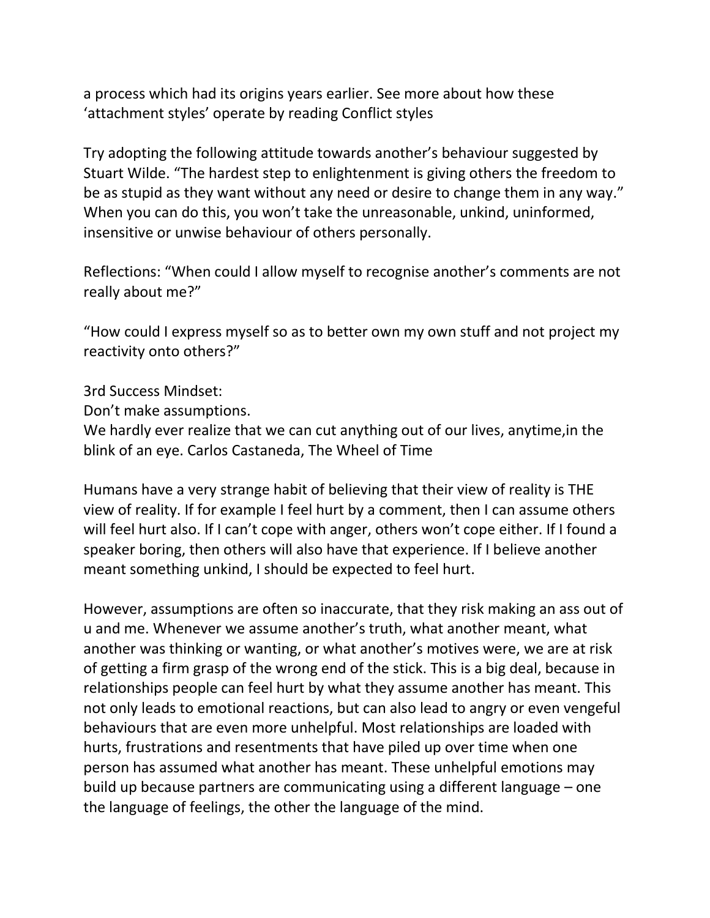a process which had its origins years earlier. See more about how these 'attachment styles' operate by reading Conflict styles

Try adopting the following attitude towards another's behaviour suggested by Stuart Wilde. "The hardest step to enlightenment is giving others the freedom to be as stupid as they want without any need or desire to change them in any way." When you can do this, you won't take the unreasonable, unkind, uninformed, insensitive or unwise behaviour of others personally.

Reflections: "When could I allow myself to recognise another's comments are not really about me?"

"How could I express myself so as to better own my own stuff and not project my reactivity onto others?"

3rd Success Mindset:
Don't make assumptions.
We hardly ever realize that we can cut anything out of our lives, anytime,in the blink of an eye. Carlos Castaneda, The Wheel of Time

Humans have a very strange habit of believing that their view of reality is THE view of reality. If for example I feel hurt by a comment, then I can assume others will feel hurt also. If I can't cope with anger, others won't cope either. If I found a speaker boring, then others will also have that experience. If I believe another meant something unkind, I should be expected to feel hurt.

However, assumptions are often so inaccurate, that they risk making an ass out of u and me. Whenever we assume another's truth, what another meant, what another was thinking or wanting, or what another's motives were, we are at risk of getting a firm grasp of the wrong end of the stick. This is a big deal, because in relationships people can feel hurt by what they assume another has meant. This not only leads to emotional reactions, but can also lead to angry or even vengeful behaviours that are even more unhelpful. Most relationships are loaded with hurts, frustrations and resentments that have piled up over time when one person has assumed what another has meant. These unhelpful emotions may build up because partners are communicating using a different language – one the language of feelings, the other the language of the mind.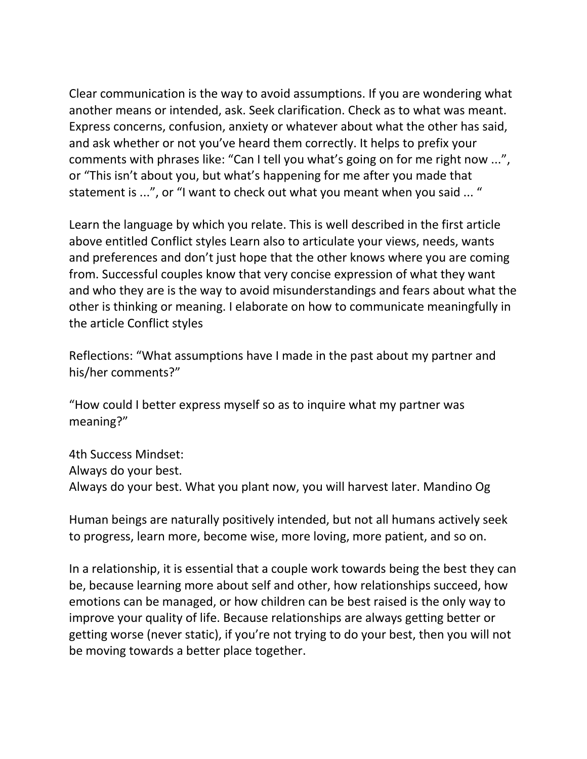Clear communication is the way to avoid assumptions. If you are wondering what another means or intended, ask. Seek clarification. Check as to what was meant. Express concerns, confusion, anxiety or whatever about what the other has said, and ask whether or not you've heard them correctly. It helps to prefix your comments with phrases like: "Can I tell you what's going on for me right now ...", or "This isn't about you, but what's happening for me after you made that statement is ...", or "I want to check out what you meant when you said ... "

Learn the language by which you relate. This is well described in the first article above entitled Conflict styles Learn also to articulate your views, needs, wants and preferences and don't just hope that the other knows where you are coming from. Successful couples know that very concise expression of what they want and who they are is the way to avoid misunderstandings and fears about what the other is thinking or meaning. I elaborate on how to communicate meaningfully in the article Conflict styles

Reflections: "What assumptions have I made in the past about my partner and his/her comments?"

"How could I better express myself so as to inquire what my partner was meaning?"

4th Success Mindset:
Always do your best.
Always do your best. What you plant now, you will harvest later. Mandino Og

Human beings are naturally positively intended, but not all humans actively seek to progress, learn more, become wise, more loving, more patient, and so on.

In a relationship, it is essential that a couple work towards being the best they can be, because learning more about self and other, how relationships succeed, how emotions can be managed, or how children can be best raised is the only way to improve your quality of life. Because relationships are always getting better or getting worse (never static), if you're not trying to do your best, then you will not be moving towards a better place together.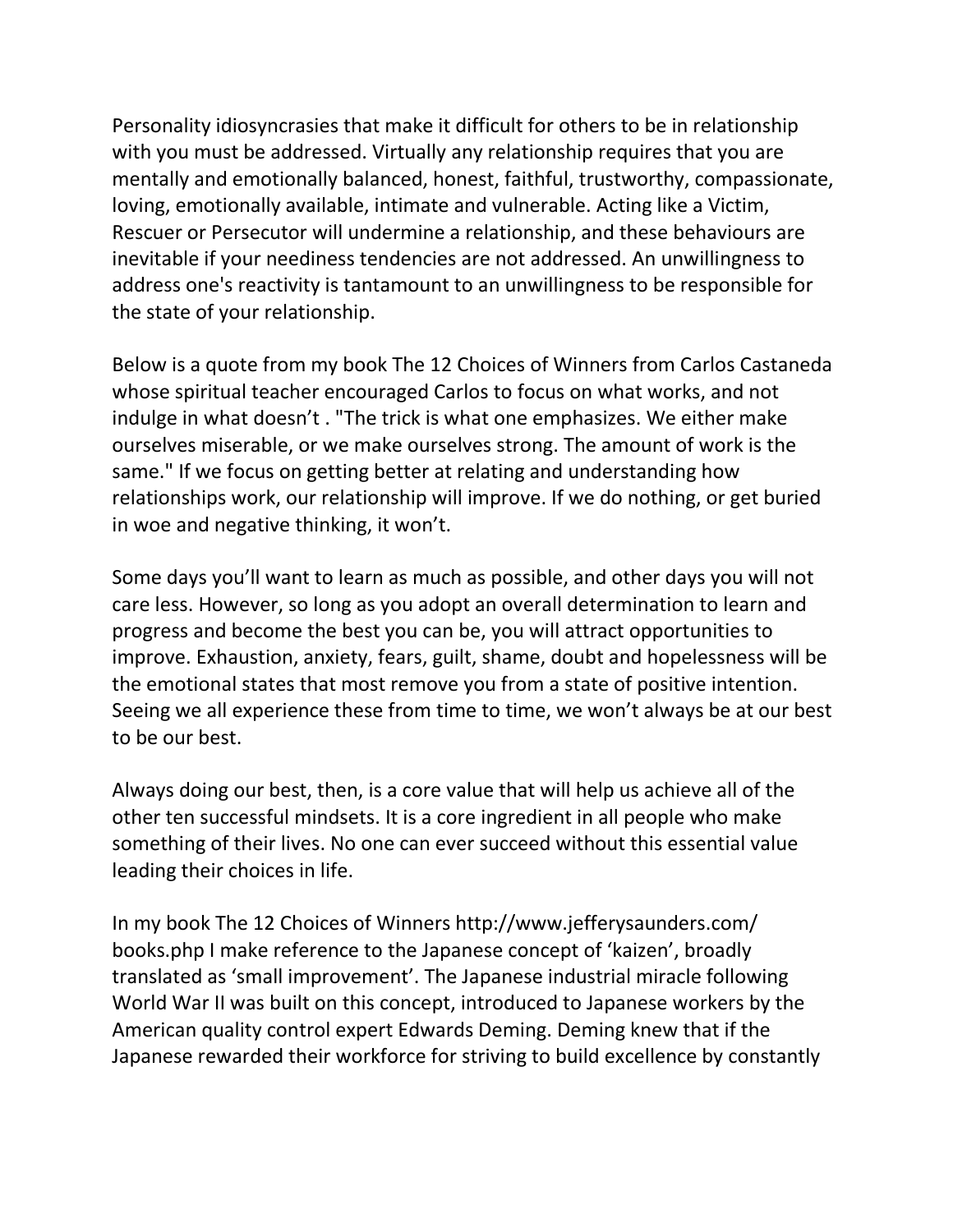Personality idiosyncrasies that make it difficult for others to be in relationship with you must be addressed. Virtually any relationship requires that you are mentally and emotionally balanced, honest, faithful, trustworthy, compassionate, loving, emotionally available, intimate and vulnerable. Acting like a Victim, Rescuer or Persecutor will undermine a relationship, and these behaviours are inevitable if your neediness tendencies are not addressed. An unwillingness to address one's reactivity is tantamount to an unwillingness to be responsible for the state of your relationship.

Below is a quote from my book The 12 Choices of Winners from Carlos Castaneda whose spiritual teacher encouraged Carlos to focus on what works, and not indulge in what doesn't . "The trick is what one emphasizes. We either make ourselves miserable, or we make ourselves strong. The amount of work is the same." If we focus on getting better at relating and understanding how relationships work, our relationship will improve. If we do nothing, or get buried in woe and negative thinking, it won't.

Some days you'll want to learn as much as possible, and other days you will not care less. However, so long as you adopt an overall determination to learn and progress and become the best you can be, you will attract opportunities to improve. Exhaustion, anxiety, fears, guilt, shame, doubt and hopelessness will be the emotional states that most remove you from a state of positive intention. Seeing we all experience these from time to time, we won't always be at our best to be our best.

Always doing our best, then, is a core value that will help us achieve all of the other ten successful mindsets. It is a core ingredient in all people who make something of their lives. No one can ever succeed without this essential value leading their choices in life.

In my book The 12 Choices of Winners http://www.jefferysaunders.com/books.php I make reference to the Japanese concept of 'kaizen', broadly translated as 'small improvement'. The Japanese industrial miracle following World War II was built on this concept, introduced to Japanese workers by the American quality control expert Edwards Deming. Deming knew that if the Japanese rewarded their workforce for striving to build excellence by constantly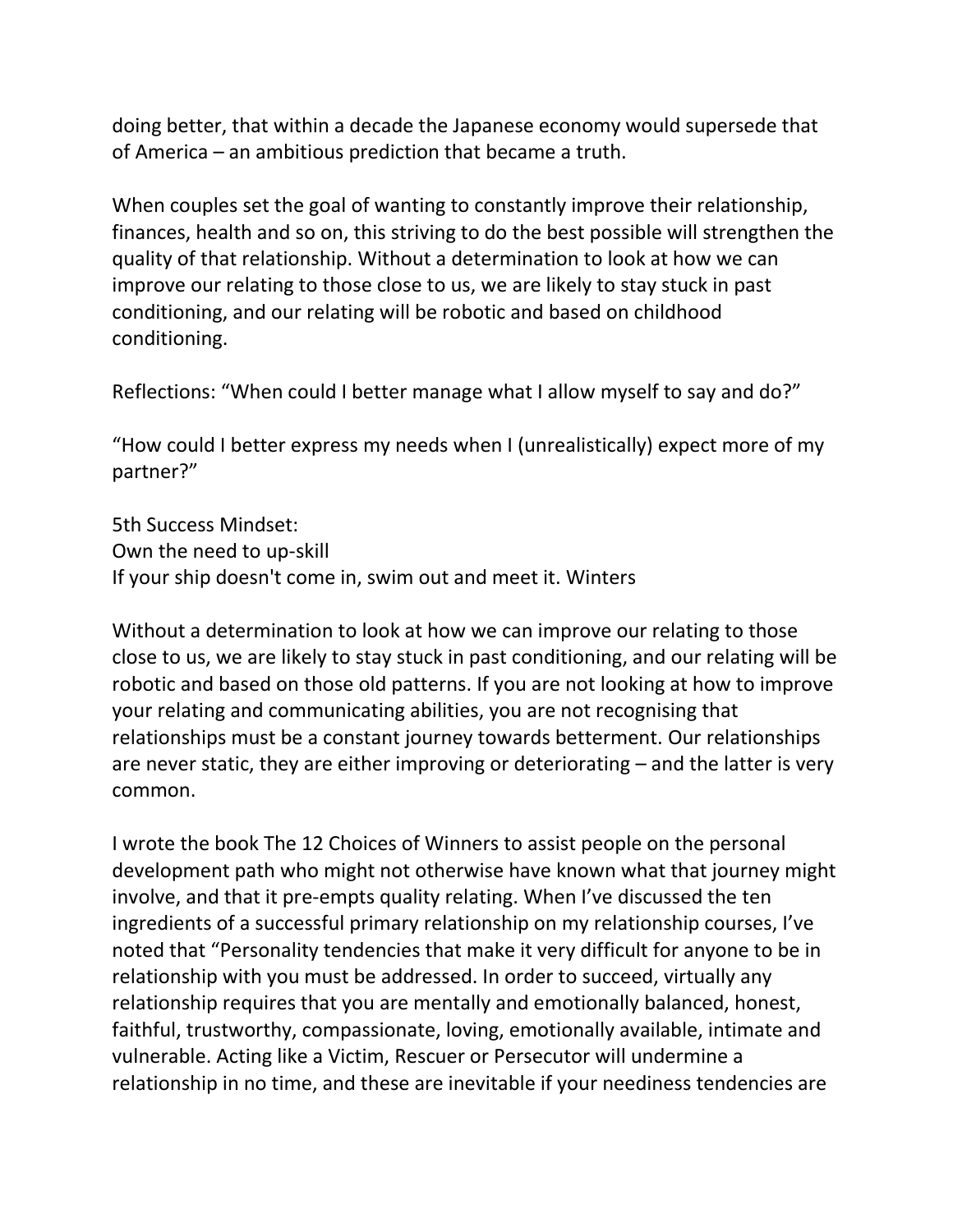doing better, that within a decade the Japanese economy would supersede that of America – an ambitious prediction that became a truth.

When couples set the goal of wanting to constantly improve their relationship, finances, health and so on, this striving to do the best possible will strengthen the quality of that relationship. Without a determination to look at how we can improve our relating to those close to us, we are likely to stay stuck in past conditioning, and our relating will be robotic and based on childhood conditioning.

Reflections: "When could I better manage what I allow myself to say and do?"

"How could I better express my needs when I (unrealistically) expect more of my partner?"

5th Success Mindset:
Own the need to up-skill
If your ship doesn't come in, swim out and meet it. Winters

Without a determination to look at how we can improve our relating to those close to us, we are likely to stay stuck in past conditioning, and our relating will be robotic and based on those old patterns. If you are not looking at how to improve your relating and communicating abilities, you are not recognising that relationships must be a constant journey towards betterment. Our relationships are never static, they are either improving or deteriorating – and the latter is very common.

I wrote the book The 12 Choices of Winners to assist people on the personal development path who might not otherwise have known what that journey might involve, and that it pre-empts quality relating. When I've discussed the ten ingredients of a successful primary relationship on my relationship courses, I've noted that "Personality tendencies that make it very difficult for anyone to be in relationship with you must be addressed. In order to succeed, virtually any relationship requires that you are mentally and emotionally balanced, honest, faithful, trustworthy, compassionate, loving, emotionally available, intimate and vulnerable. Acting like a Victim, Rescuer or Persecutor will undermine a relationship in no time, and these are inevitable if your neediness tendencies are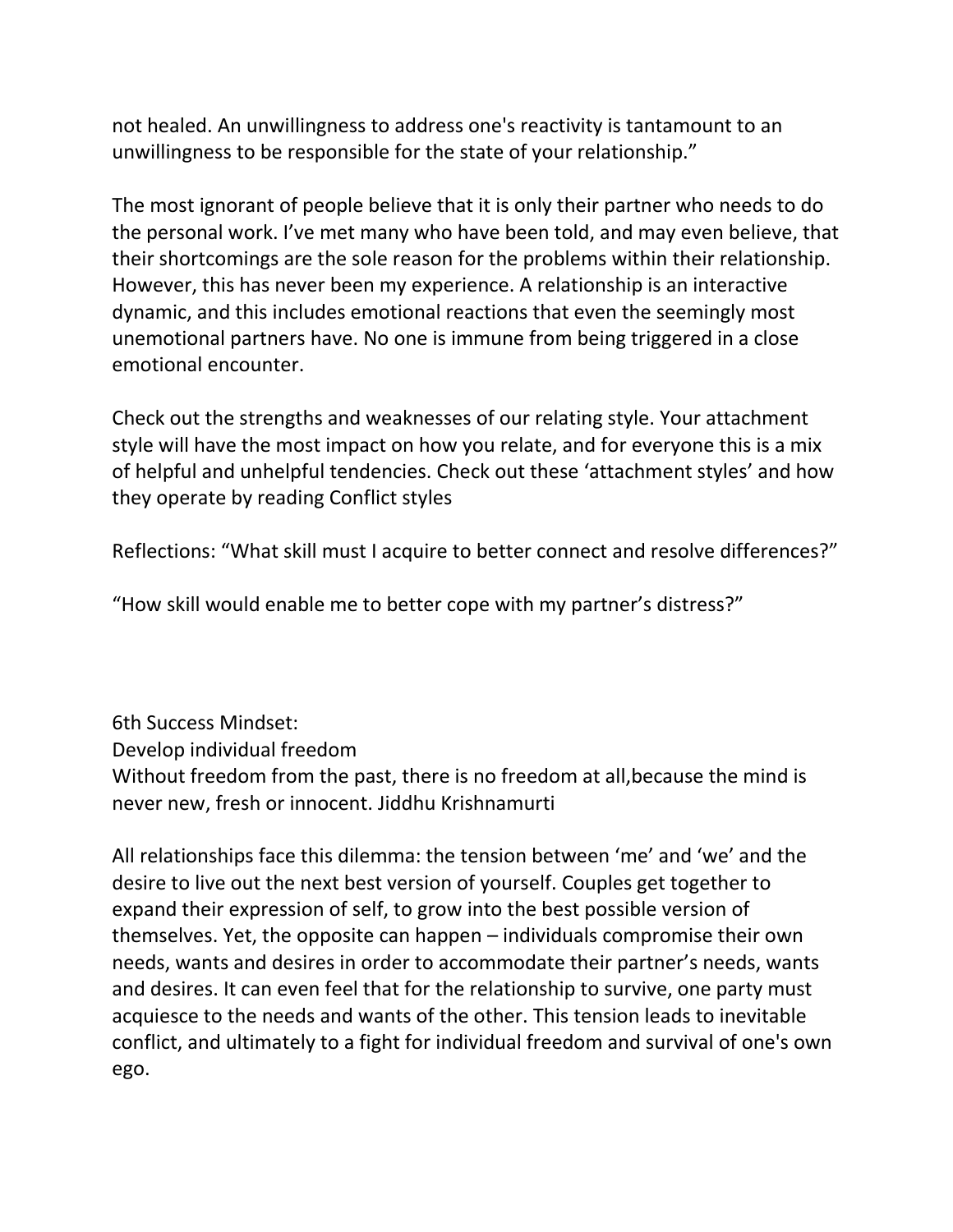not healed. An unwillingness to address one's reactivity is tantamount to an unwillingness to be responsible for the state of your relationship."

The most ignorant of people believe that it is only their partner who needs to do the personal work. I've met many who have been told, and may even believe, that their shortcomings are the sole reason for the problems within their relationship. However, this has never been my experience. A relationship is an interactive dynamic, and this includes emotional reactions that even the seemingly most unemotional partners have. No one is immune from being triggered in a close emotional encounter.

Check out the strengths and weaknesses of our relating style. Your attachment style will have the most impact on how you relate, and for everyone this is a mix of helpful and unhelpful tendencies. Check out these 'attachment styles' and how they operate by reading Conflict styles

Reflections: "What skill must I acquire to better connect and resolve differences?"

"How skill would enable me to better cope with my partner's distress?"

## 6th Success Mindset:
## Develop individual freedom

Without freedom from the past, there is no freedom at all,because the mind is never new, fresh or innocent. Jiddhu Krishnamurti

All relationships face this dilemma: the tension between 'me' and 'we' and the desire to live out the next best version of yourself. Couples get together to expand their expression of self, to grow into the best possible version of themselves. Yet, the opposite can happen – individuals compromise their own needs, wants and desires in order to accommodate their partner's needs, wants and desires. It can even feel that for the relationship to survive, one party must acquiesce to the needs and wants of the other. This tension leads to inevitable conflict, and ultimately to a fight for individual freedom and survival of one's own ego.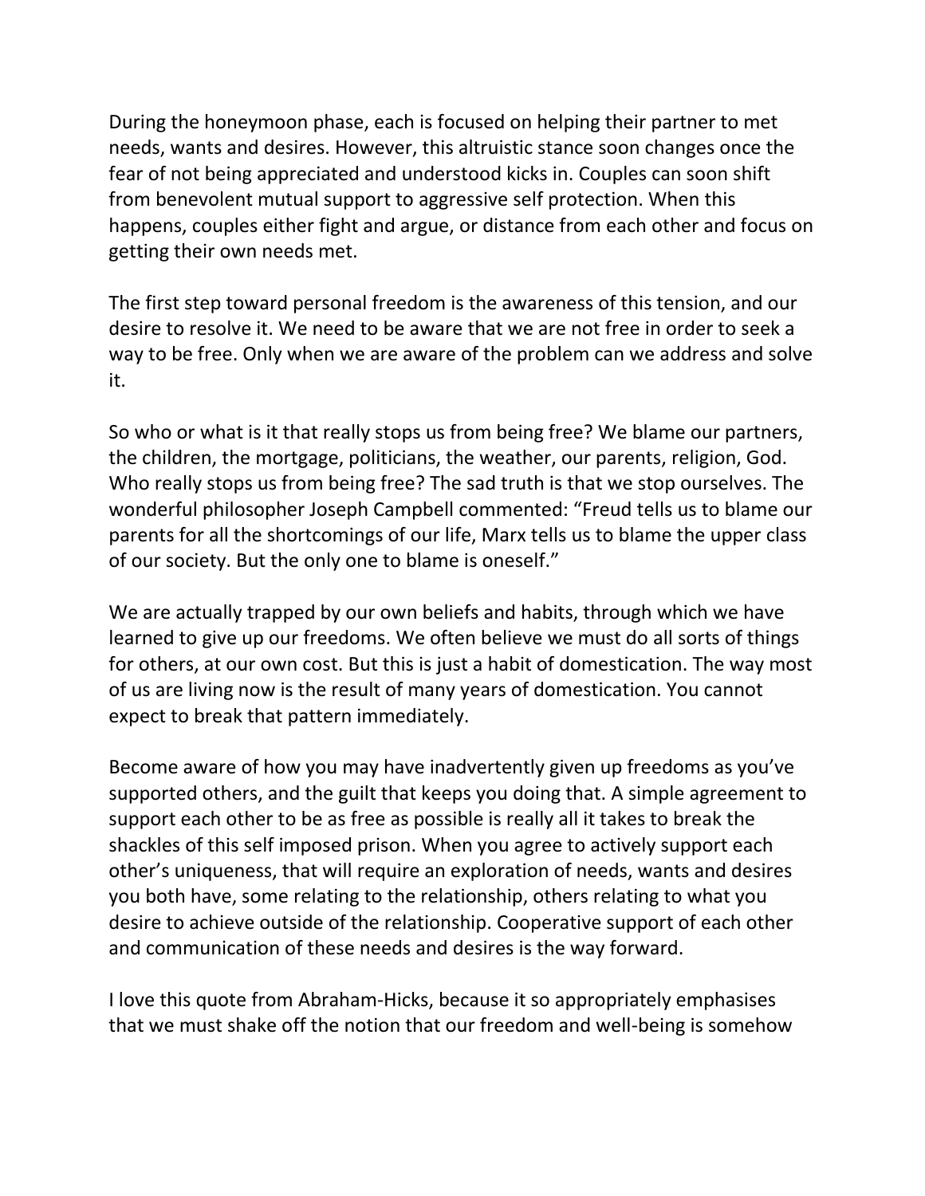During the honeymoon phase, each is focused on helping their partner to met needs, wants and desires. However, this altruistic stance soon changes once the fear of not being appreciated and understood kicks in. Couples can soon shift from benevolent mutual support to aggressive self protection. When this happens, couples either fight and argue, or distance from each other and focus on getting their own needs met.

The first step toward personal freedom is the awareness of this tension, and our desire to resolve it. We need to be aware that we are not free in order to seek a way to be free. Only when we are aware of the problem can we address and solve it.

So who or what is it that really stops us from being free? We blame our partners, the children, the mortgage, politicians, the weather, our parents, religion, God. Who really stops us from being free? The sad truth is that we stop ourselves. The wonderful philosopher Joseph Campbell commented: "Freud tells us to blame our parents for all the shortcomings of our life, Marx tells us to blame the upper class of our society. But the only one to blame is oneself."

We are actually trapped by our own beliefs and habits, through which we have learned to give up our freedoms. We often believe we must do all sorts of things for others, at our own cost. But this is just a habit of domestication. The way most of us are living now is the result of many years of domestication. You cannot expect to break that pattern immediately.

Become aware of how you may have inadvertently given up freedoms as you've supported others, and the guilt that keeps you doing that. A simple agreement to support each other to be as free as possible is really all it takes to break the shackles of this self imposed prison. When you agree to actively support each other's uniqueness, that will require an exploration of needs, wants and desires you both have, some relating to the relationship, others relating to what you desire to achieve outside of the relationship. Cooperative support of each other and communication of these needs and desires is the way forward.

I love this quote from Abraham-Hicks, because it so appropriately emphasises that we must shake off the notion that our freedom and well-being is somehow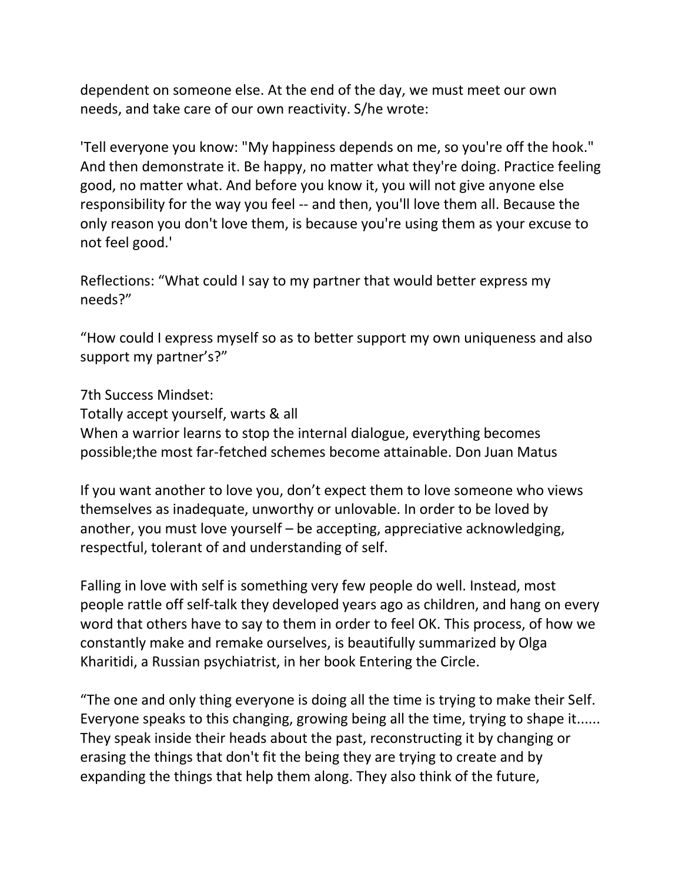dependent on someone else. At the end of the day, we must meet our own needs, and take care of our own reactivity. S/he wrote:

'Tell everyone you know: "My happiness depends on me, so you're off the hook." And then demonstrate it. Be happy, no matter what they're doing. Practice feeling good, no matter what. And before you know it, you will not give anyone else responsibility for the way you feel -- and then, you'll love them all. Because the only reason you don't love them, is because you're using them as your excuse to not feel good.'

Reflections: “What could I say to my partner that would better express my needs?”

“How could I express myself so as to better support my own uniqueness and also support my partner’s?”

7th Success Mindset:
Totally accept yourself, warts & all
When a warrior learns to stop the internal dialogue, everything becomes possible;the most far-fetched schemes become attainable. Don Juan Matus

If you want another to love you, don’t expect them to love someone who views themselves as inadequate, unworthy or unlovable. In order to be loved by another, you must love yourself – be accepting, appreciative acknowledging, respectful, tolerant of and understanding of self.

Falling in love with self is something very few people do well. Instead, most people rattle off self-talk they developed years ago as children, and hang on every word that others have to say to them in order to feel OK. This process, of how we constantly make and remake ourselves, is beautifully summarized by Olga Kharitidi, a Russian psychiatrist, in her book Entering the Circle.

“The one and only thing everyone is doing all the time is trying to make their Self. Everyone speaks to this changing, growing being all the time, trying to shape it...... They speak inside their heads about the past, reconstructing it by changing or erasing the things that don't fit the being they are trying to create and by expanding the things that help them along. They also think of the future,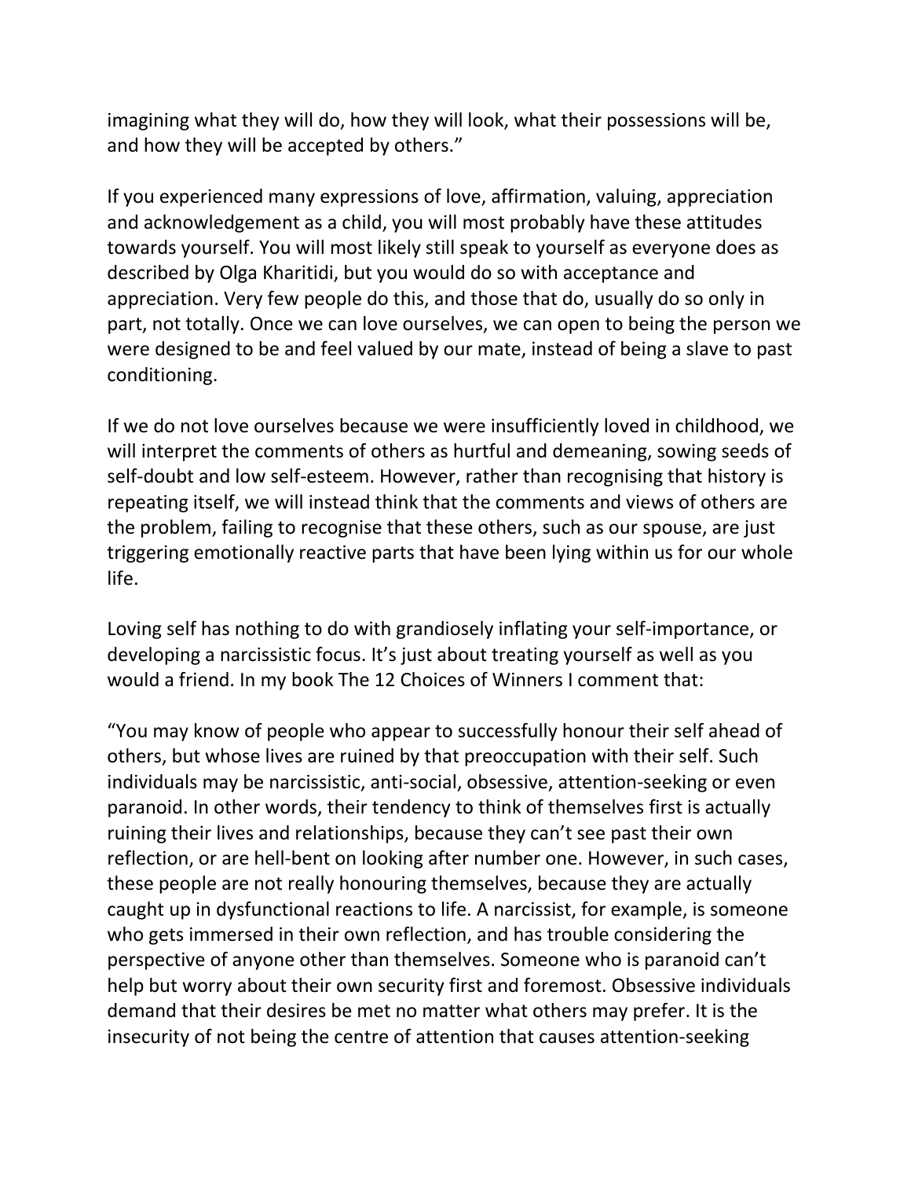imagining what they will do, how they will look, what their possessions will be, and how they will be accepted by others."

If you experienced many expressions of love, affirmation, valuing, appreciation and acknowledgement as a child, you will most probably have these attitudes towards yourself. You will most likely still speak to yourself as everyone does as described by Olga Kharitidi, but you would do so with acceptance and appreciation. Very few people do this, and those that do, usually do so only in part, not totally. Once we can love ourselves, we can open to being the person we were designed to be and feel valued by our mate, instead of being a slave to past conditioning.

If we do not love ourselves because we were insufficiently loved in childhood, we will interpret the comments of others as hurtful and demeaning, sowing seeds of self-doubt and low self-esteem. However, rather than recognising that history is repeating itself, we will instead think that the comments and views of others are the problem, failing to recognise that these others, such as our spouse, are just triggering emotionally reactive parts that have been lying within us for our whole life.

Loving self has nothing to do with grandiosely inflating your self-importance, or developing a narcissistic focus. It's just about treating yourself as well as you would a friend. In my book The 12 Choices of Winners I comment that:

"You may know of people who appear to successfully honour their self ahead of others, but whose lives are ruined by that preoccupation with their self. Such individuals may be narcissistic, anti-social, obsessive, attention-seeking or even paranoid. In other words, their tendency to think of themselves first is actually ruining their lives and relationships, because they can't see past their own reflection, or are hell-bent on looking after number one. However, in such cases, these people are not really honouring themselves, because they are actually caught up in dysfunctional reactions to life. A narcissist, for example, is someone who gets immersed in their own reflection, and has trouble considering the perspective of anyone other than themselves. Someone who is paranoid can't help but worry about their own security first and foremost. Obsessive individuals demand that their desires be met no matter what others may prefer. It is the insecurity of not being the centre of attention that causes attention-seeking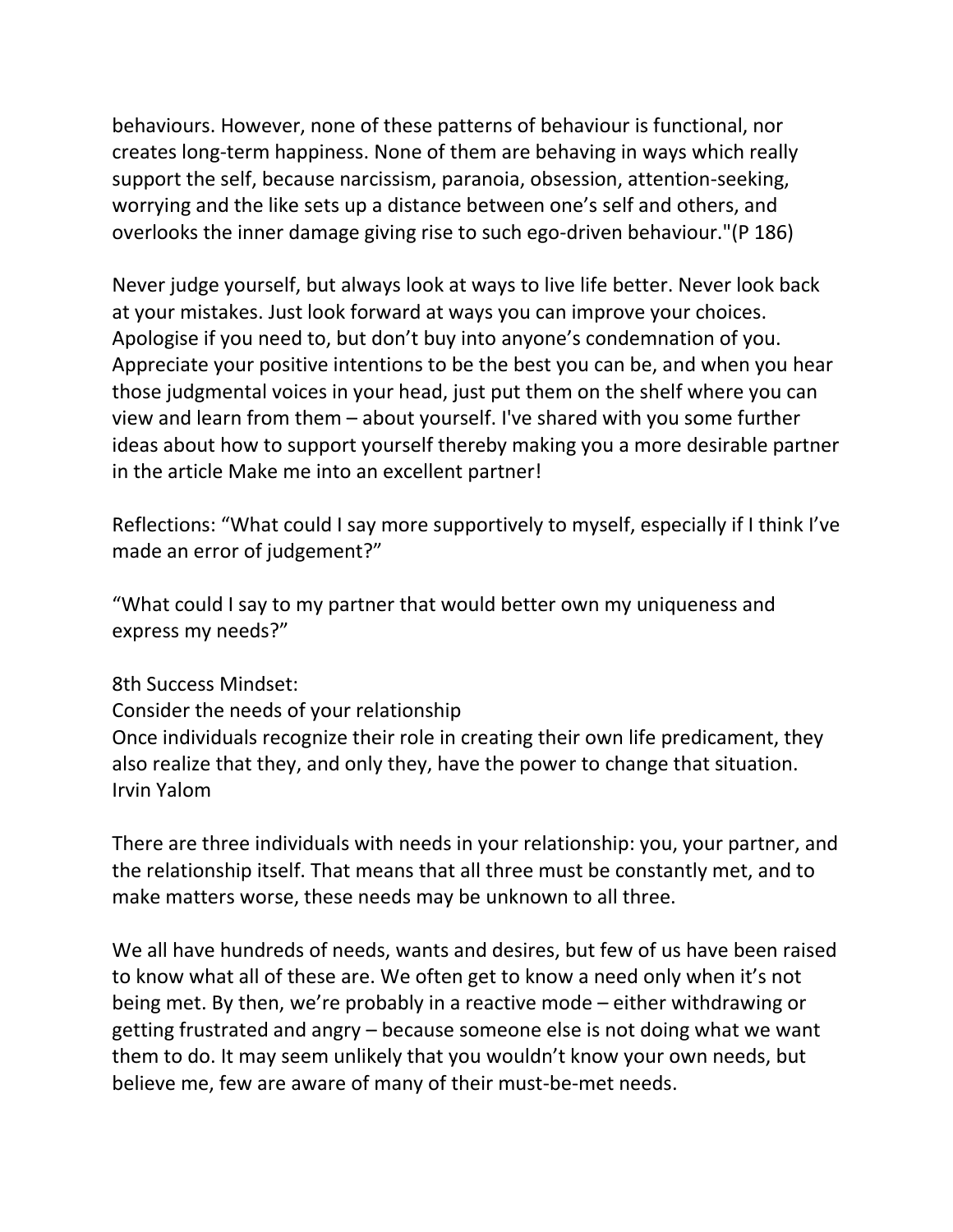behaviours. However, none of these patterns of behaviour is functional, nor creates long-term happiness. None of them are behaving in ways which really support the self, because narcissism, paranoia, obsession, attention-seeking, worrying and the like sets up a distance between one's self and others, and overlooks the inner damage giving rise to such ego-driven behaviour."(P 186)

Never judge yourself, but always look at ways to live life better. Never look back at your mistakes. Just look forward at ways you can improve your choices. Apologise if you need to, but don't buy into anyone's condemnation of you. Appreciate your positive intentions to be the best you can be, and when you hear those judgmental voices in your head, just put them on the shelf where you can view and learn from them – about yourself. I've shared with you some further ideas about how to support yourself thereby making you a more desirable partner in the article Make me into an excellent partner!

Reflections: "What could I say more supportively to myself, especially if I think I've made an error of judgement?"

"What could I say to my partner that would better own my uniqueness and express my needs?"

8th Success Mindset:
Consider the needs of your relationship
Once individuals recognize their role in creating their own life predicament, they also realize that they, and only they, have the power to change that situation.
Irvin Yalom

There are three individuals with needs in your relationship: you, your partner, and the relationship itself. That means that all three must be constantly met, and to make matters worse, these needs may be unknown to all three.

We all have hundreds of needs, wants and desires, but few of us have been raised to know what all of these are. We often get to know a need only when it's not being met. By then, we're probably in a reactive mode – either withdrawing or getting frustrated and angry – because someone else is not doing what we want them to do. It may seem unlikely that you wouldn't know your own needs, but believe me, few are aware of many of their must-be-met needs.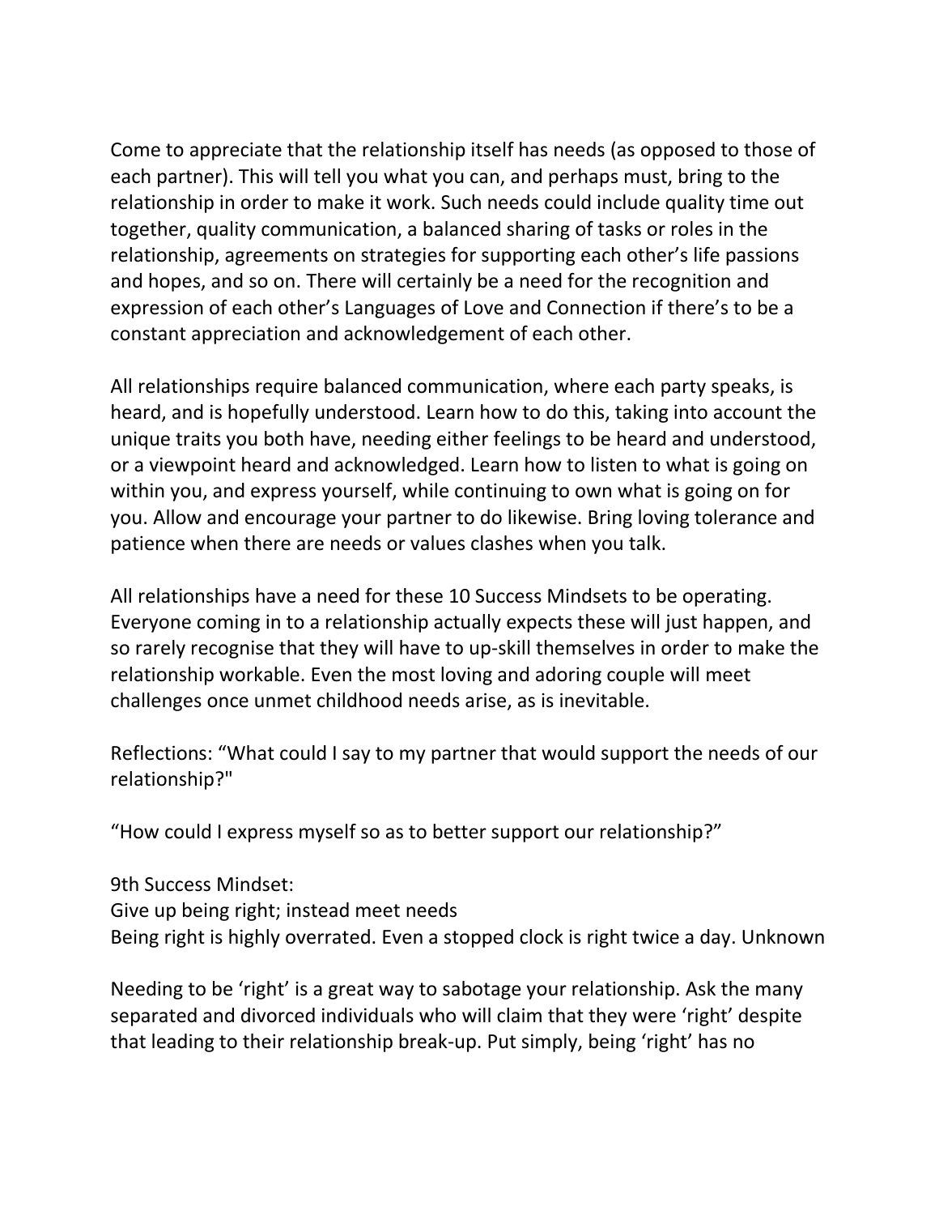Come to appreciate that the relationship itself has needs (as opposed to those of each partner). This will tell you what you can, and perhaps must, bring to the relationship in order to make it work. Such needs could include quality time out together, quality communication, a balanced sharing of tasks or roles in the relationship, agreements on strategies for supporting each other's life passions and hopes, and so on. There will certainly be a need for the recognition and expression of each other's Languages of Love and Connection if there's to be a constant appreciation and acknowledgement of each other.

All relationships require balanced communication, where each party speaks, is heard, and is hopefully understood. Learn how to do this, taking into account the unique traits you both have, needing either feelings to be heard and understood, or a viewpoint heard and acknowledged. Learn how to listen to what is going on within you, and express yourself, while continuing to own what is going on for you. Allow and encourage your partner to do likewise. Bring loving tolerance and patience when there are needs or values clashes when you talk.

All relationships have a need for these 10 Success Mindsets to be operating. Everyone coming in to a relationship actually expects these will just happen, and so rarely recognise that they will have to up-skill themselves in order to make the relationship workable. Even the most loving and adoring couple will meet challenges once unmet childhood needs arise, as is inevitable.

Reflections: "What could I say to my partner that would support the needs of our relationship?"

"How could I express myself so as to better support our relationship?"

9th Success Mindset:
Give up being right; instead meet needs
Being right is highly overrated. Even a stopped clock is right twice a day. Unknown

Needing to be 'right' is a great way to sabotage your relationship. Ask the many separated and divorced individuals who will claim that they were 'right' despite that leading to their relationship break-up. Put simply, being 'right' has no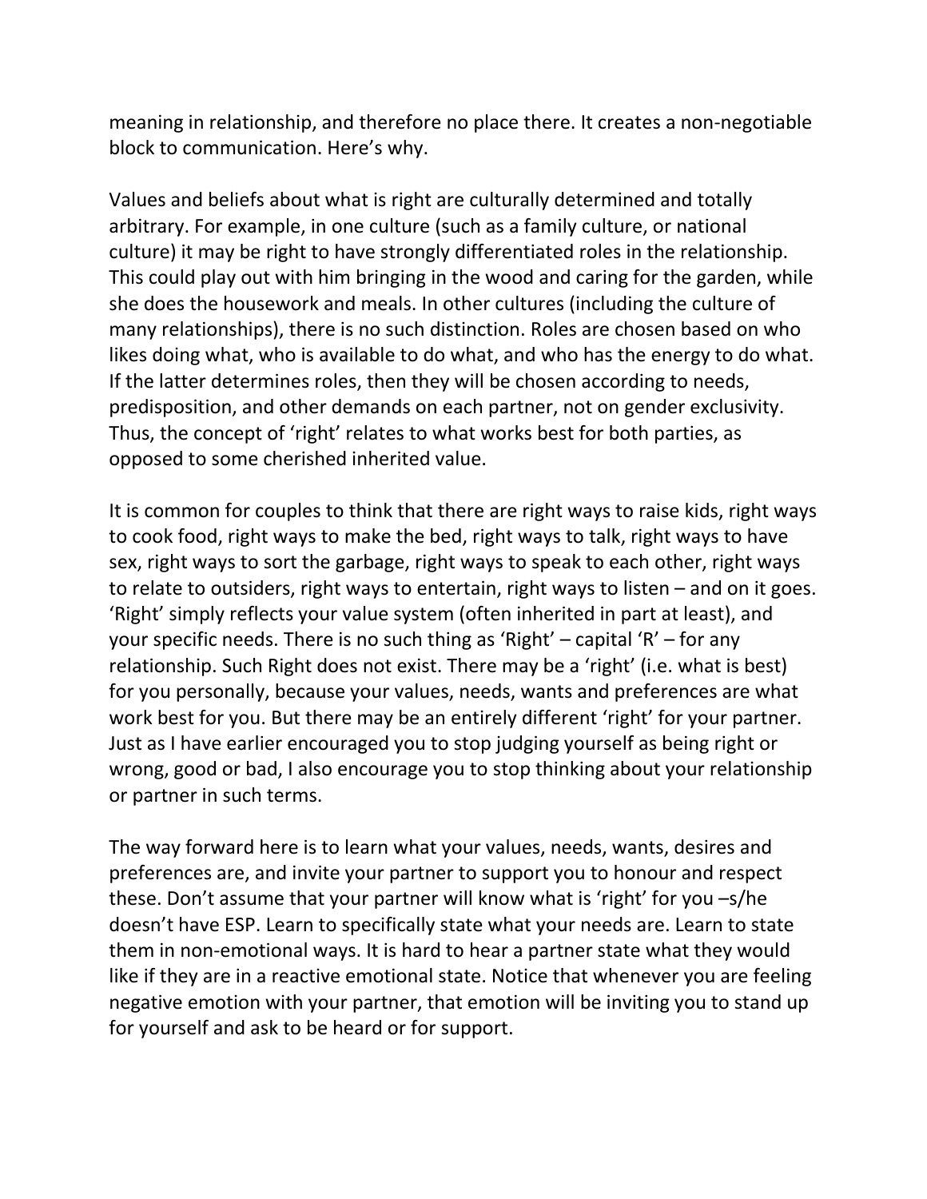meaning in relationship, and therefore no place there. It creates a non-negotiable block to communication. Here's why.

Values and beliefs about what is right are culturally determined and totally arbitrary. For example, in one culture (such as a family culture, or national culture) it may be right to have strongly differentiated roles in the relationship. This could play out with him bringing in the wood and caring for the garden, while she does the housework and meals. In other cultures (including the culture of many relationships), there is no such distinction. Roles are chosen based on who likes doing what, who is available to do what, and who has the energy to do what. If the latter determines roles, then they will be chosen according to needs, predisposition, and other demands on each partner, not on gender exclusivity. Thus, the concept of 'right' relates to what works best for both parties, as opposed to some cherished inherited value.

It is common for couples to think that there are right ways to raise kids, right ways to cook food, right ways to make the bed, right ways to talk, right ways to have sex, right ways to sort the garbage, right ways to speak to each other, right ways to relate to outsiders, right ways to entertain, right ways to listen – and on it goes. 'Right' simply reflects your value system (often inherited in part at least), and your specific needs. There is no such thing as 'Right' – capital 'R' – for any relationship. Such Right does not exist. There may be a 'right' (i.e. what is best) for you personally, because your values, needs, wants and preferences are what work best for you. But there may be an entirely different 'right' for your partner. Just as I have earlier encouraged you to stop judging yourself as being right or wrong, good or bad, I also encourage you to stop thinking about your relationship or partner in such terms.

The way forward here is to learn what your values, needs, wants, desires and preferences are, and invite your partner to support you to honour and respect these. Don't assume that your partner will know what is 'right' for you –s/he doesn't have ESP. Learn to specifically state what your needs are. Learn to state them in non-emotional ways. It is hard to hear a partner state what they would like if they are in a reactive emotional state. Notice that whenever you are feeling negative emotion with your partner, that emotion will be inviting you to stand up for yourself and ask to be heard or for support.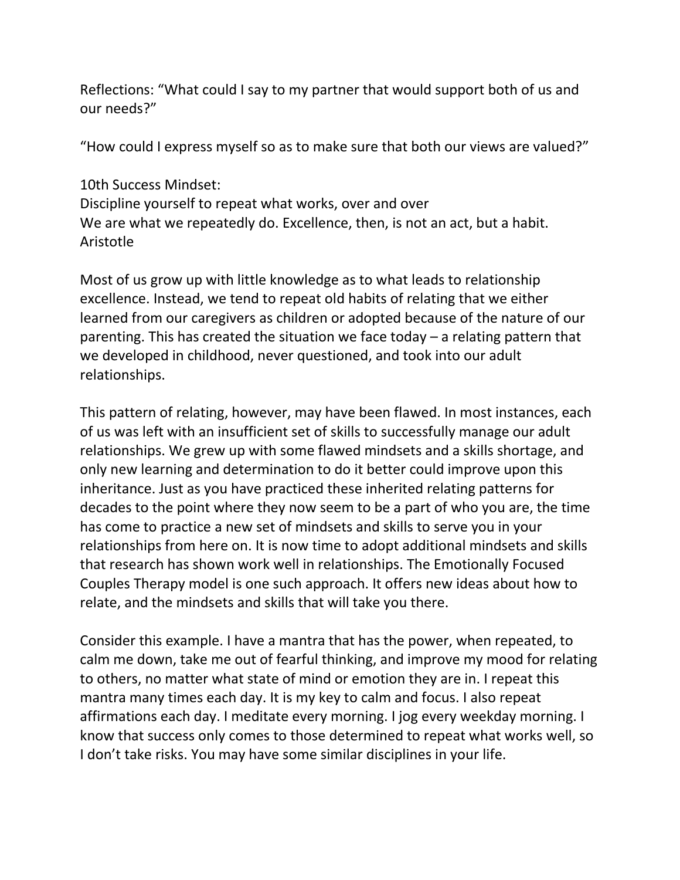Reflections: "What could I say to my partner that would support both of us and our needs?"

"How could I express myself so as to make sure that both our views are valued?"

10th Success Mindset:
Discipline yourself to repeat what works, over and over
We are what we repeatedly do. Excellence, then, is not an act, but a habit.
Aristotle

Most of us grow up with little knowledge as to what leads to relationship excellence. Instead, we tend to repeat old habits of relating that we either learned from our caregivers as children or adopted because of the nature of our parenting. This has created the situation we face today – a relating pattern that we developed in childhood, never questioned, and took into our adult relationships.

This pattern of relating, however, may have been flawed. In most instances, each of us was left with an insufficient set of skills to successfully manage our adult relationships. We grew up with some flawed mindsets and a skills shortage, and only new learning and determination to do it better could improve upon this inheritance. Just as you have practiced these inherited relating patterns for decades to the point where they now seem to be a part of who you are, the time has come to practice a new set of mindsets and skills to serve you in your relationships from here on. It is now time to adopt additional mindsets and skills that research has shown work well in relationships. The Emotionally Focused Couples Therapy model is one such approach. It offers new ideas about how to relate, and the mindsets and skills that will take you there.

Consider this example. I have a mantra that has the power, when repeated, to calm me down, take me out of fearful thinking, and improve my mood for relating to others, no matter what state of mind or emotion they are in. I repeat this mantra many times each day. It is my key to calm and focus. I also repeat affirmations each day. I meditate every morning. I jog every weekday morning. I know that success only comes to those determined to repeat what works well, so I don't take risks. You may have some similar disciplines in your life.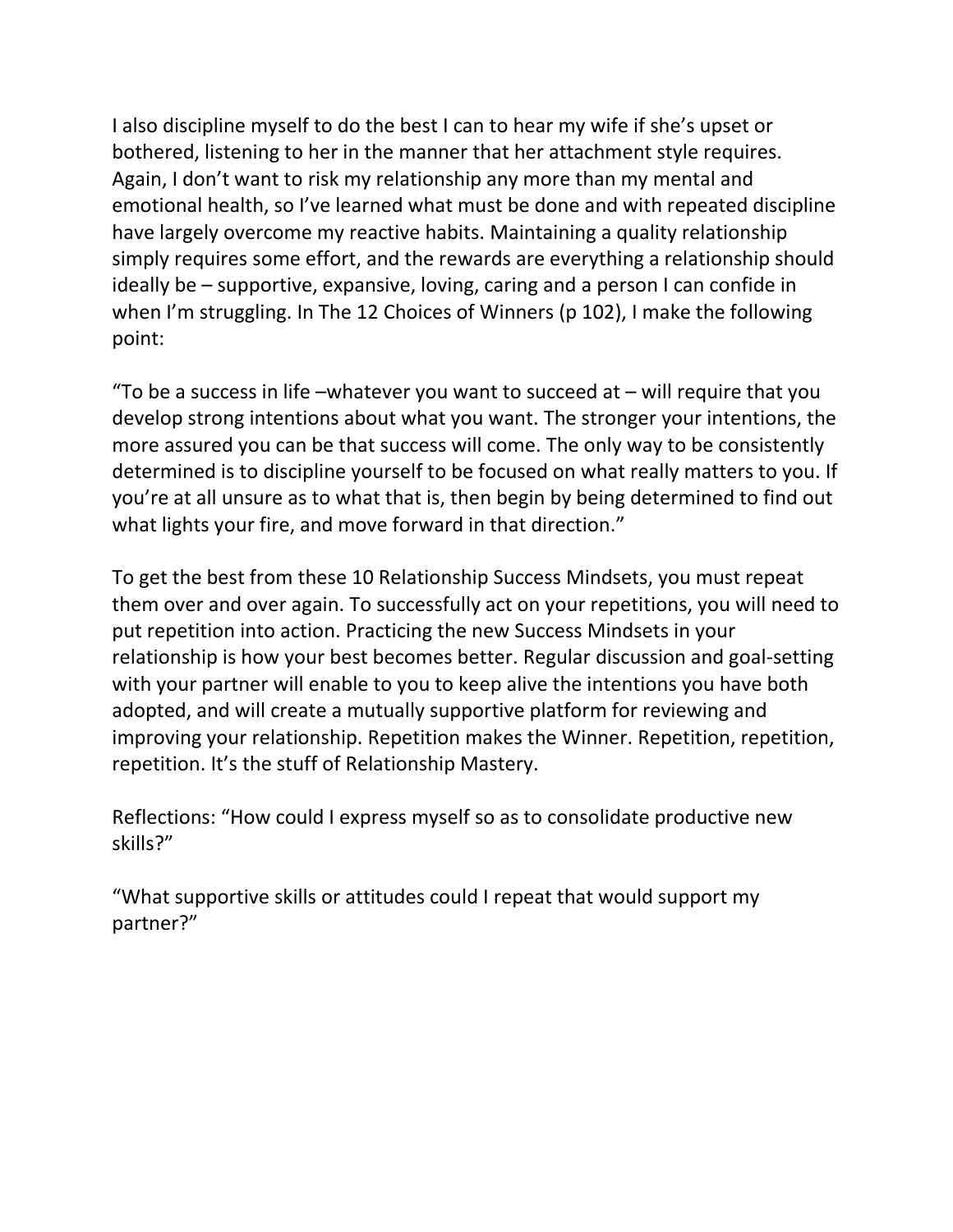I also discipline myself to do the best I can to hear my wife if she's upset or bothered, listening to her in the manner that her attachment style requires. Again, I don't want to risk my relationship any more than my mental and emotional health, so I've learned what must be done and with repeated discipline have largely overcome my reactive habits. Maintaining a quality relationship simply requires some effort, and the rewards are everything a relationship should ideally be – supportive, expansive, loving, caring and a person I can confide in when I'm struggling. In The 12 Choices of Winners (p 102), I make the following point:

"To be a success in life –whatever you want to succeed at – will require that you develop strong intentions about what you want. The stronger your intentions, the more assured you can be that success will come. The only way to be consistently determined is to discipline yourself to be focused on what really matters to you. If you're at all unsure as to what that is, then begin by being determined to find out what lights your fire, and move forward in that direction."

To get the best from these 10 Relationship Success Mindsets, you must repeat them over and over again. To successfully act on your repetitions, you will need to put repetition into action. Practicing the new Success Mindsets in your relationship is how your best becomes better. Regular discussion and goal-setting with your partner will enable to you to keep alive the intentions you have both adopted, and will create a mutually supportive platform for reviewing and improving your relationship. Repetition makes the Winner. Repetition, repetition, repetition. It's the stuff of Relationship Mastery.

Reflections: "How could I express myself so as to consolidate productive new skills?"

"What supportive skills or attitudes could I repeat that would support my partner?"